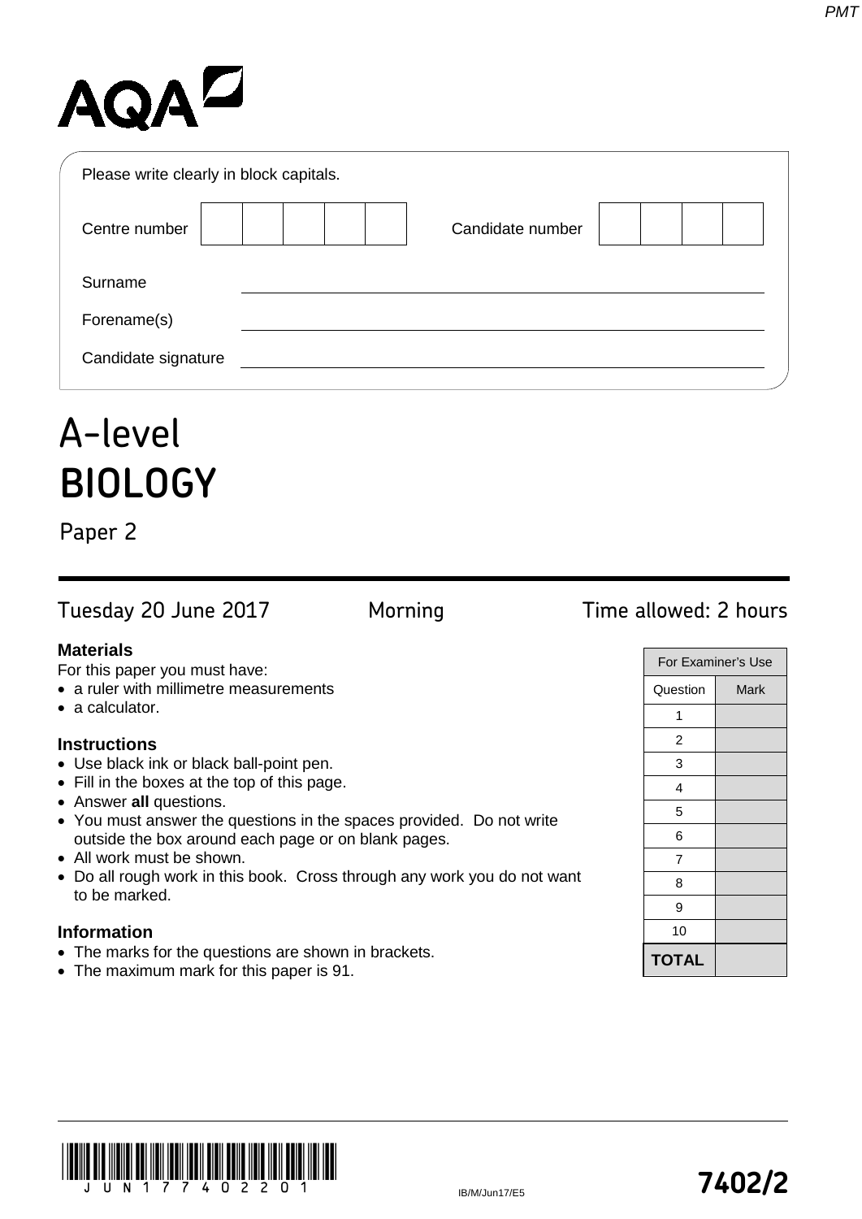AQA

Please write clearly in block capitals.

Centre number | | | | | |    Candidate number | | | | |

Surname ______________________________

Forename(s) ______________________________

Candidate signature ______________________________

# A-level BIOLOGY

## Paper 2

Tuesday 20 June 2017    Morning    Time allowed: 2 hours

**Materials**

For this paper you must have:

- a ruler with millimetre measurements
- a calculator.

**Instructions**

- Use black ink or black ball-point pen.
- Fill in the boxes at the top of this page.
- Answer **all** questions.
- You must answer the questions in the spaces provided. Do not write outside the box around each page or on blank pages.
- All work must be shown.
- Do all rough work in this book. Cross through any work you do not want to be marked.

**Information**

- The marks for the questions are shown in brackets.
- The maximum mark for this paper is 91.

| For Examiner's Use | |
|---|---|
| Question | Mark |
| 1 | |
| 2 | |
| 3 | |
| 4 | |
| 5 | |
| 6 | |
| 7 | |
| 8 | |
| 9 | |
| 10 | |
| **TOTAL** | |

IB/M/Jun17/E5

**7402/2**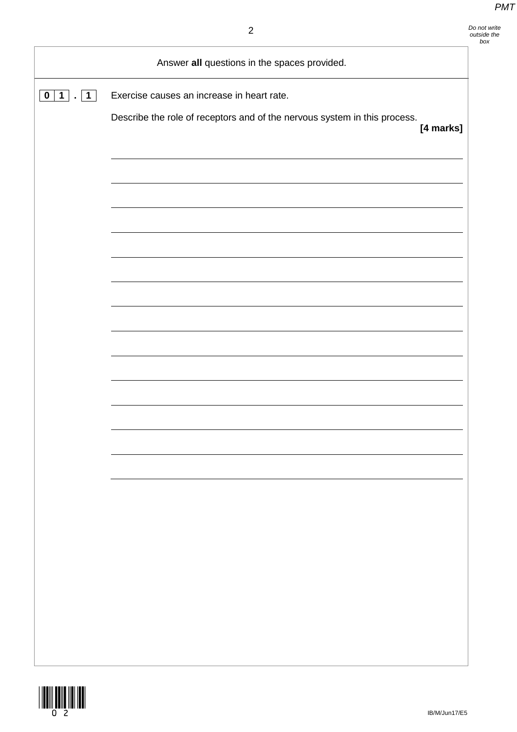Answer **all** questions in the spaces provided.

**0 1 . 1** Exercise causes an increase in heart rate.

Describe the role of receptors and of the nervous system in this process.

**[4 marks]**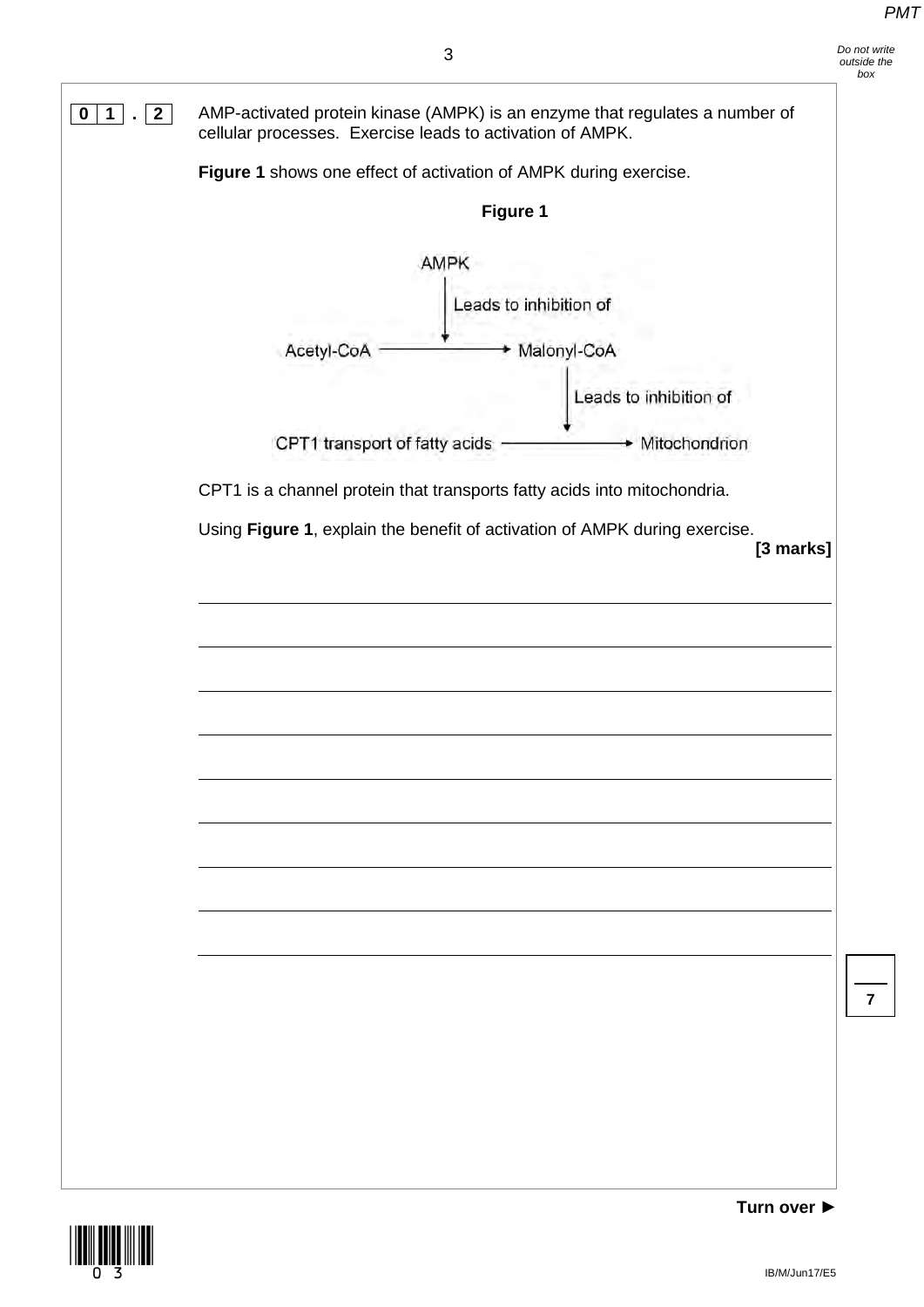**0 1 . 2** AMP-activated protein kinase (AMPK) is an enzyme that regulates a number of cellular processes. Exercise leads to activation of AMPK.

**Figure 1** shows one effect of activation of AMPK during exercise.

**Figure 1**

```
                    AMPK
                      |  Leads to inhibition of
                      v
Acetyl-CoA ----------------------> Malonyl-CoA
                                        |  Leads to inhibition of
                                        v
CPT1 transport of fatty acids --------------------> Mitochondrion
```

CPT1 is a channel protein that transports fatty acids into mitochondria.

Using **Figure 1**, explain the benefit of activation of AMPK during exercise.

**[3 marks]**

_______________________________________________________________________________

_______________________________________________________________________________

_______________________________________________________________________________

_______________________________________________________________________________

_______________________________________________________________________________

_______________________________________________________________________________

_______________________________________________________________________________

_______________________________________________________________________________

**Turn over ►**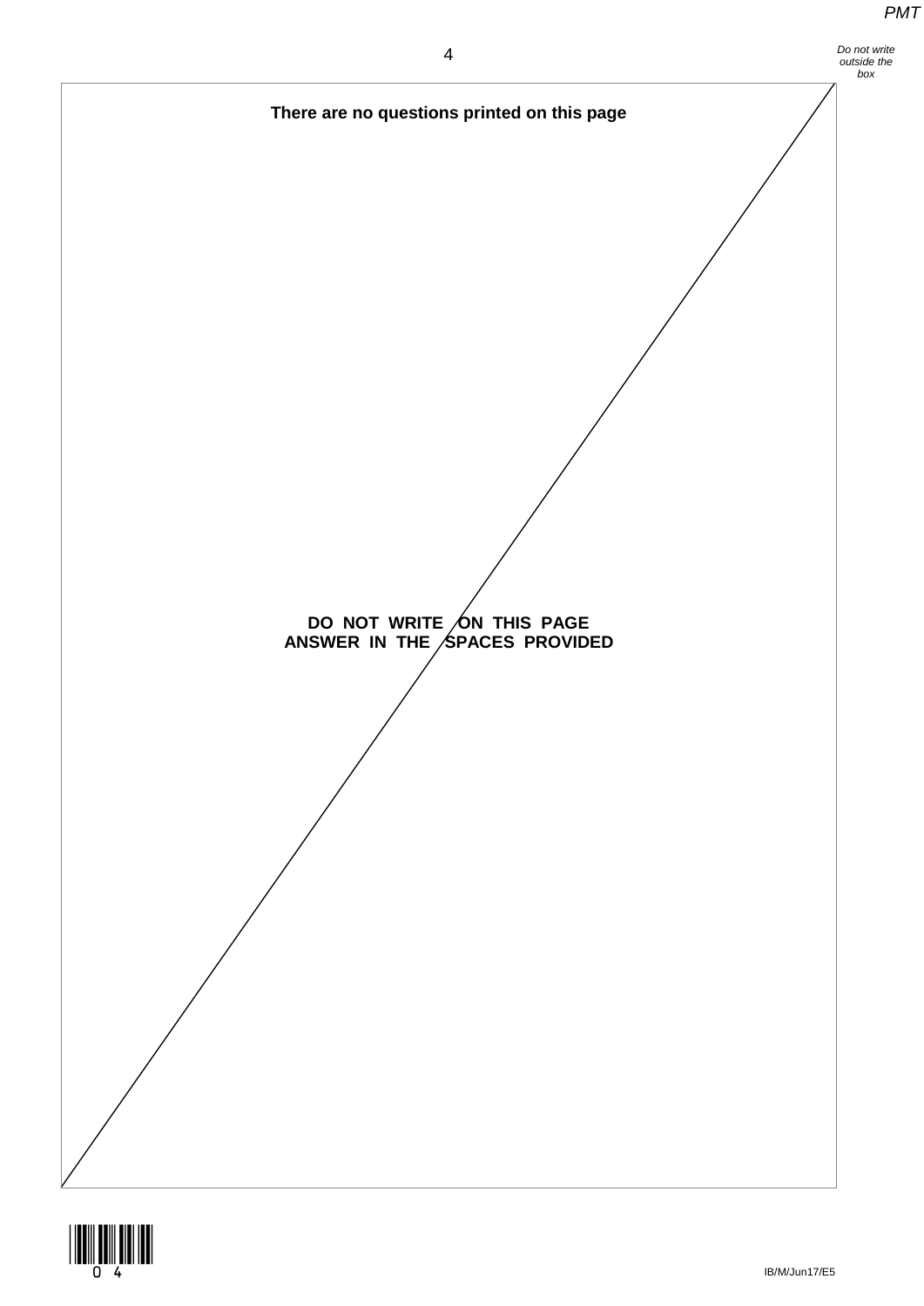**There are no questions printed on this page**

**DO NOT WRITE ON THIS PAGE**
**ANSWER IN THE SPACES PROVIDED**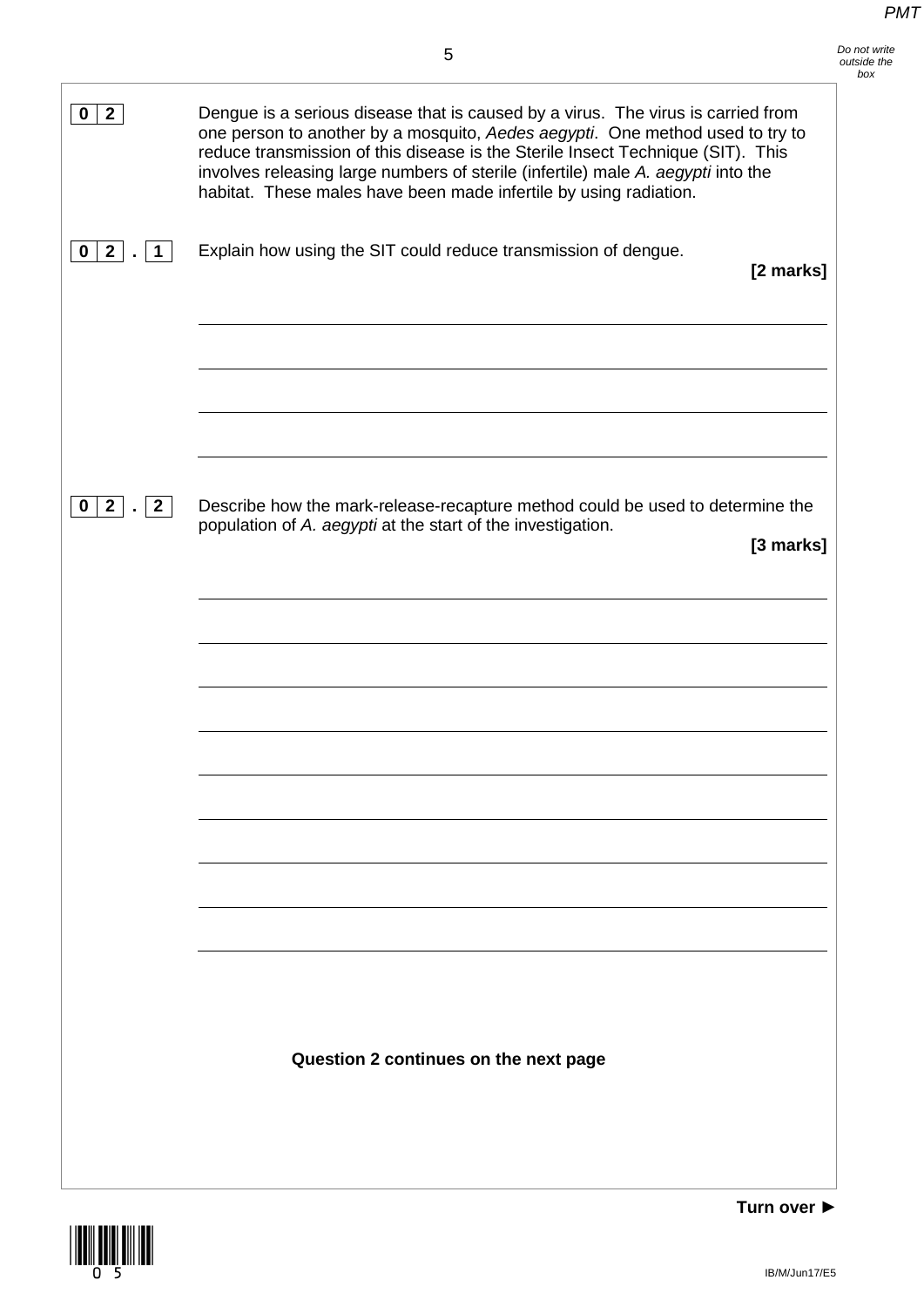**0 2** Dengue is a serious disease that is caused by a virus. The virus is carried from one person to another by a mosquito, *Aedes aegypti*. One method used to try to reduce transmission of this disease is the Sterile Insect Technique (SIT). This involves releasing large numbers of sterile (infertile) male *A. aegypti* into the habitat. These males have been made infertile by using radiation.

**0 2 . 1** Explain how using the SIT could reduce transmission of dengue.

**[2 marks]**

**0 2 . 2** Describe how the mark-release-recapture method could be used to determine the population of *A. aegypti* at the start of the investigation.

**[3 marks]**

**Question 2 continues on the next page**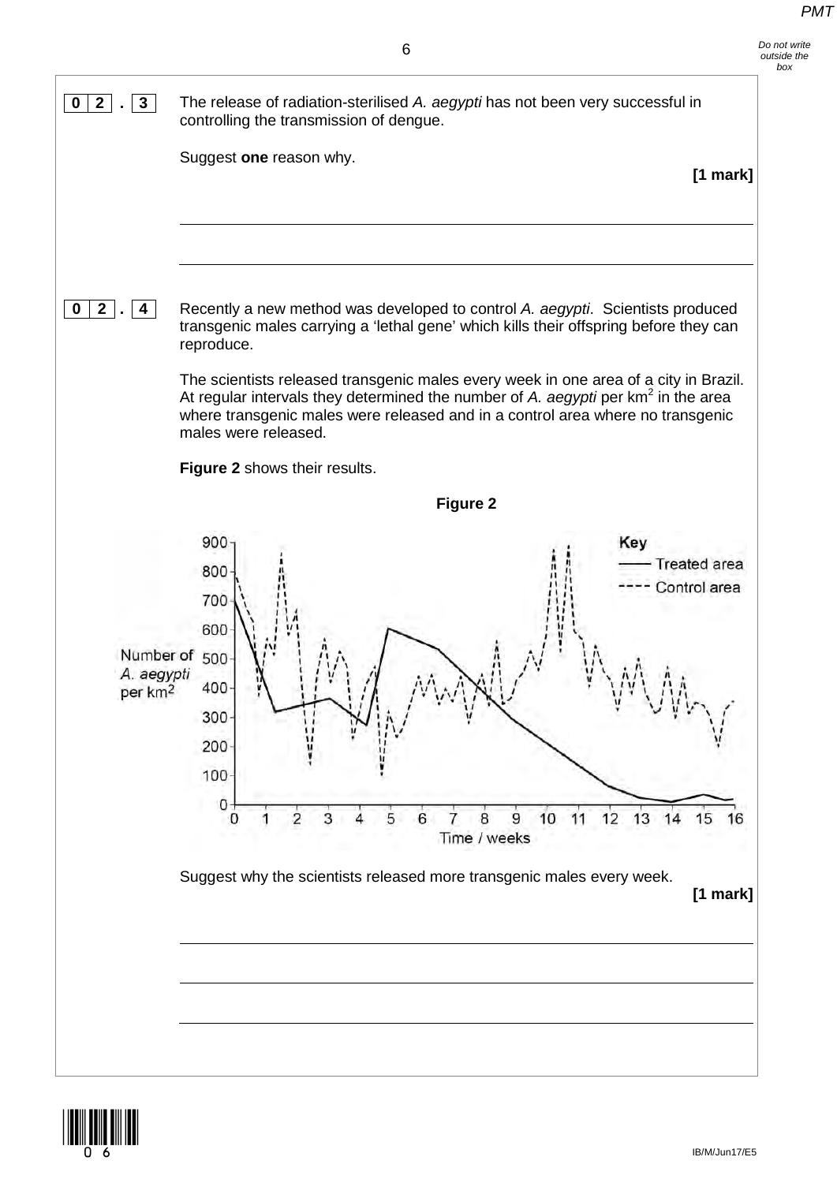**0 2 . 3** The release of radiation-sterilised *A. aegypti* has not been very successful in controlling the transmission of dengue.

Suggest **one** reason why.

**[1 mark]**

**0 2 . 4** Recently a new method was developed to control *A. aegypti*. Scientists produced transgenic males carrying a 'lethal gene' which kills their offspring before they can reproduce.

The scientists released transgenic males every week in one area of a city in Brazil. At regular intervals they determined the number of *A. aegypti* per $km^2$ in the area where transgenic males were released and in a control area where no transgenic males were released.

**Figure 2** shows their results.

**Figure 2**

Suggest why the scientists released more transgenic males every week.

**[1 mark]**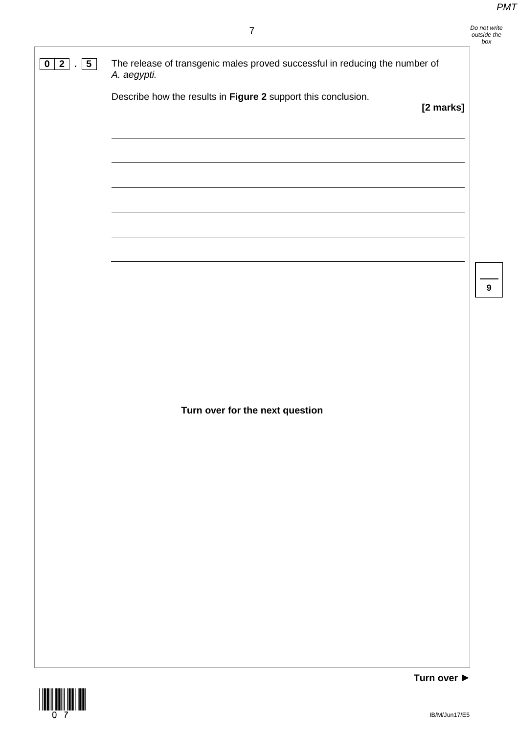**0 2 . 5** The release of transgenic males proved successful in reducing the number of *A. aegypti.*

Describe how the results in **Figure 2** support this conclusion.

**[2 marks]**

______________________________________________________________________

______________________________________________________________________

______________________________________________________________________

______________________________________________________________________

______________________________________________________________________

______________________________________________________________________

**Turn over for the next question**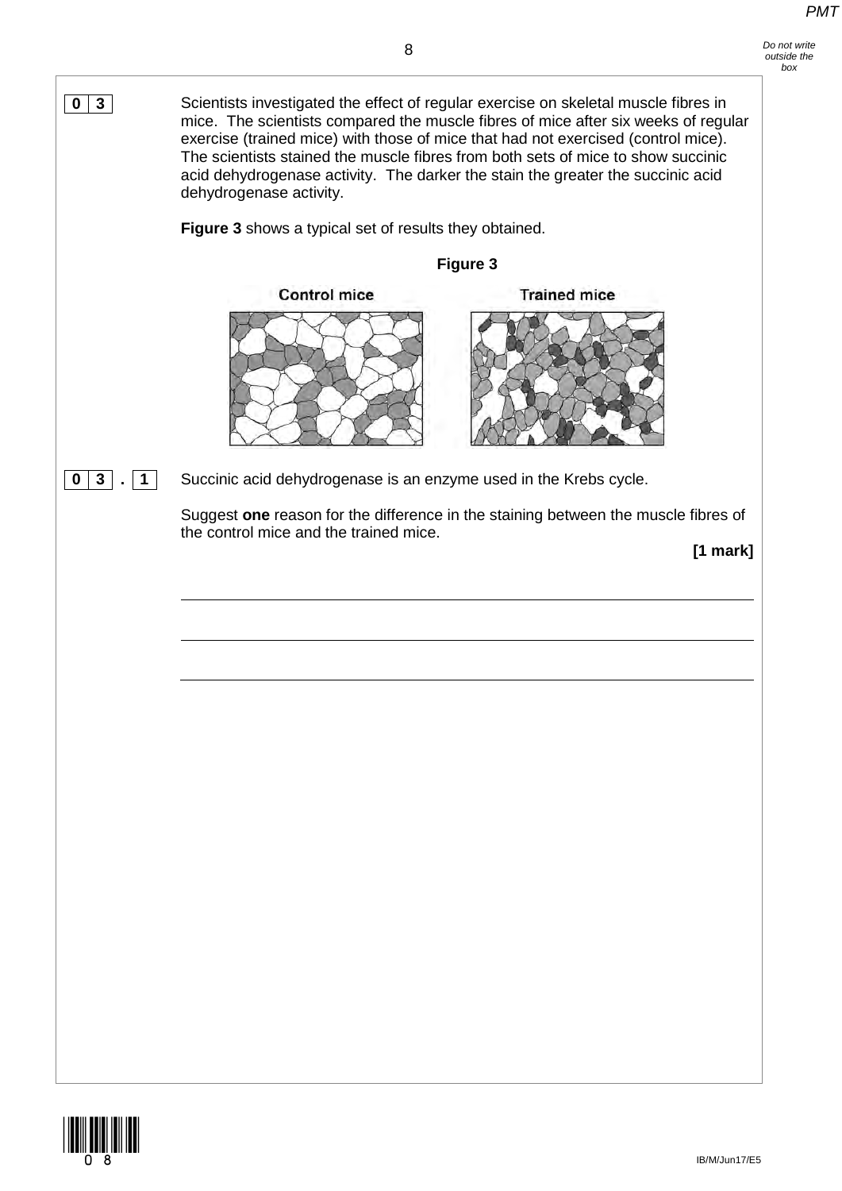**0 3** Scientists investigated the effect of regular exercise on skeletal muscle fibres in mice. The scientists compared the muscle fibres of mice after six weeks of regular exercise (trained mice) with those of mice that had not exercised (control mice). The scientists stained the muscle fibres from both sets of mice to show succinic acid dehydrogenase activity. The darker the stain the greater the succinic acid dehydrogenase activity.

**Figure 3** shows a typical set of results they obtained.

**Figure 3**

Control mice | Trained mice

**0 3 . 1** Succinic acid dehydrogenase is an enzyme used in the Krebs cycle.

Suggest **one** reason for the difference in the staining between the muscle fibres of the control mice and the trained mice.

**[1 mark]**

_______________________________________________

_______________________________________________

_______________________________________________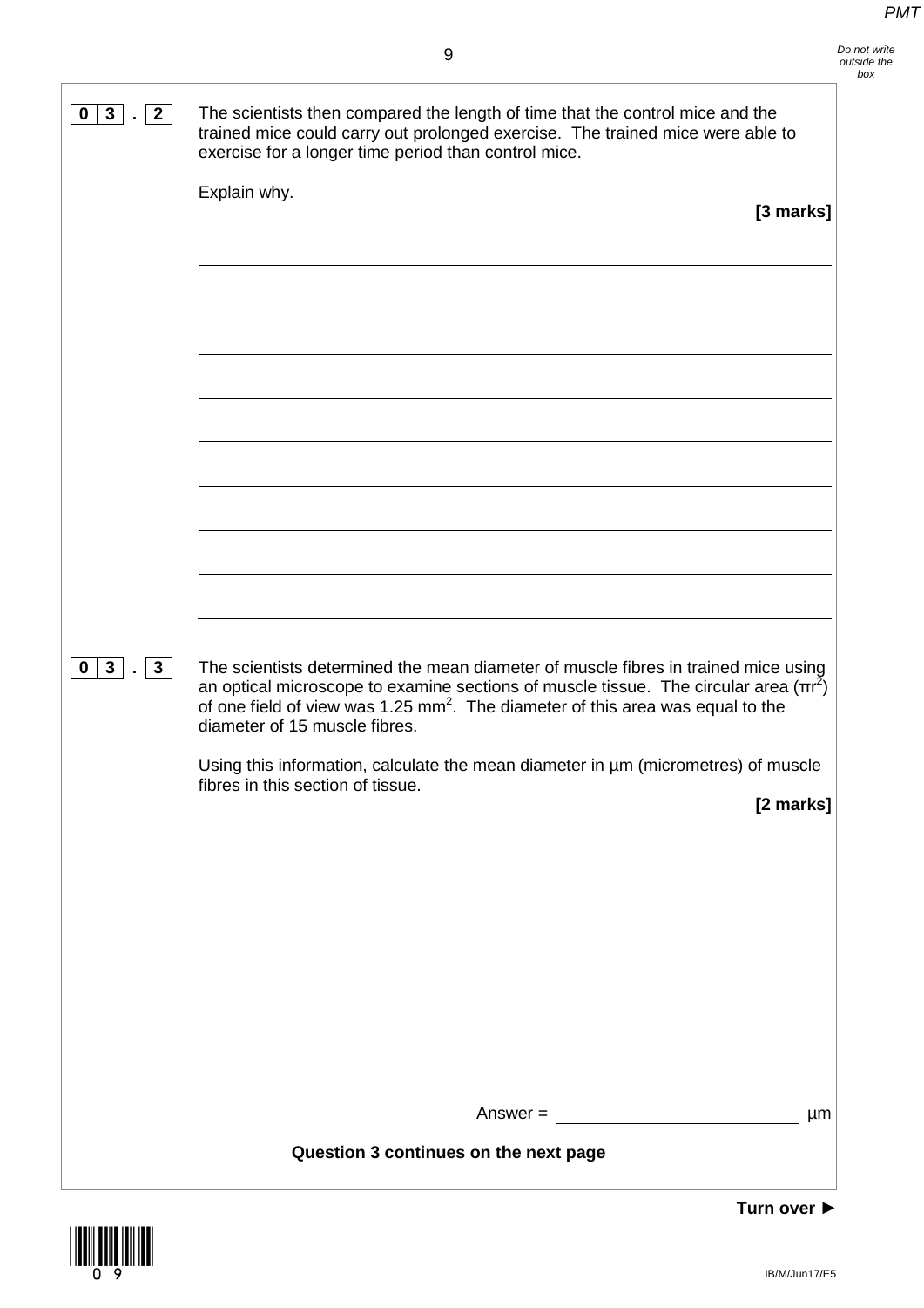**0 3 . 2** The scientists then compared the length of time that the control mice and the trained mice could carry out prolonged exercise. The trained mice were able to exercise for a longer time period than control mice.

Explain why.

**[3 marks]**

**0 3 . 3** The scientists determined the mean diameter of muscle fibres in trained mice using an optical microscope to examine sections of muscle tissue. The circular area ($\pi r^2$) of one field of view was 1.25 mm$^2$. The diameter of this area was equal to the diameter of 15 muscle fibres.

Using this information, calculate the mean diameter in µm (micrometres) of muscle fibres in this section of tissue.

**[2 marks]**

Answer = ____________________ µm

**Question 3 continues on the next page**

**Turn over ►**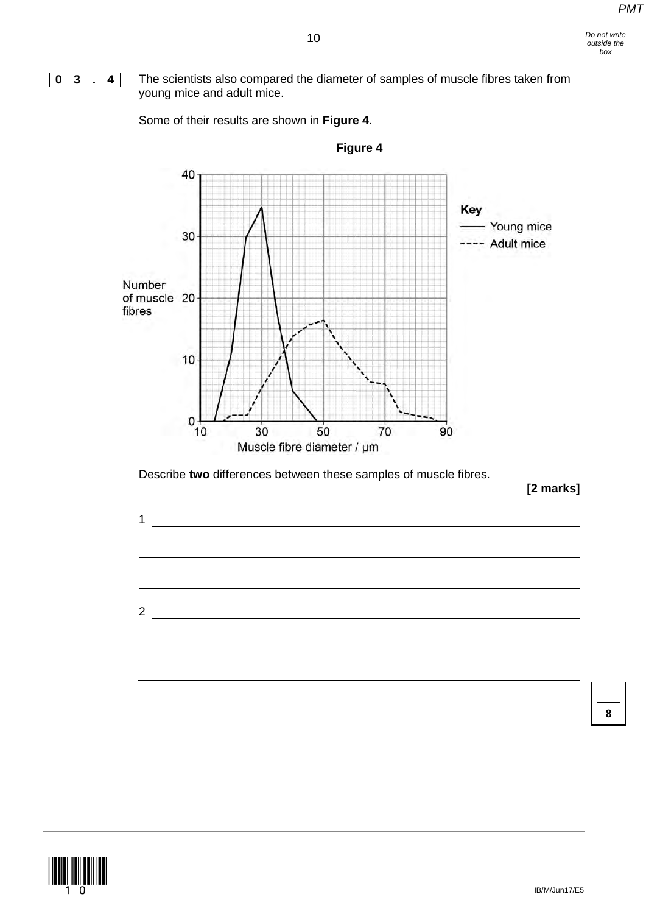**0 3 . 4** The scientists also compared the diameter of samples of muscle fibres taken from young mice and adult mice.

Some of their results are shown in **Figure 4**.

**Figure 4**

Describe **two** differences between these samples of muscle fibres.

**[2 marks]**

1 ________________________________________________________________

________________________________________________________________

________________________________________________________________

2 ________________________________________________________________

________________________________________________________________

________________________________________________________________

8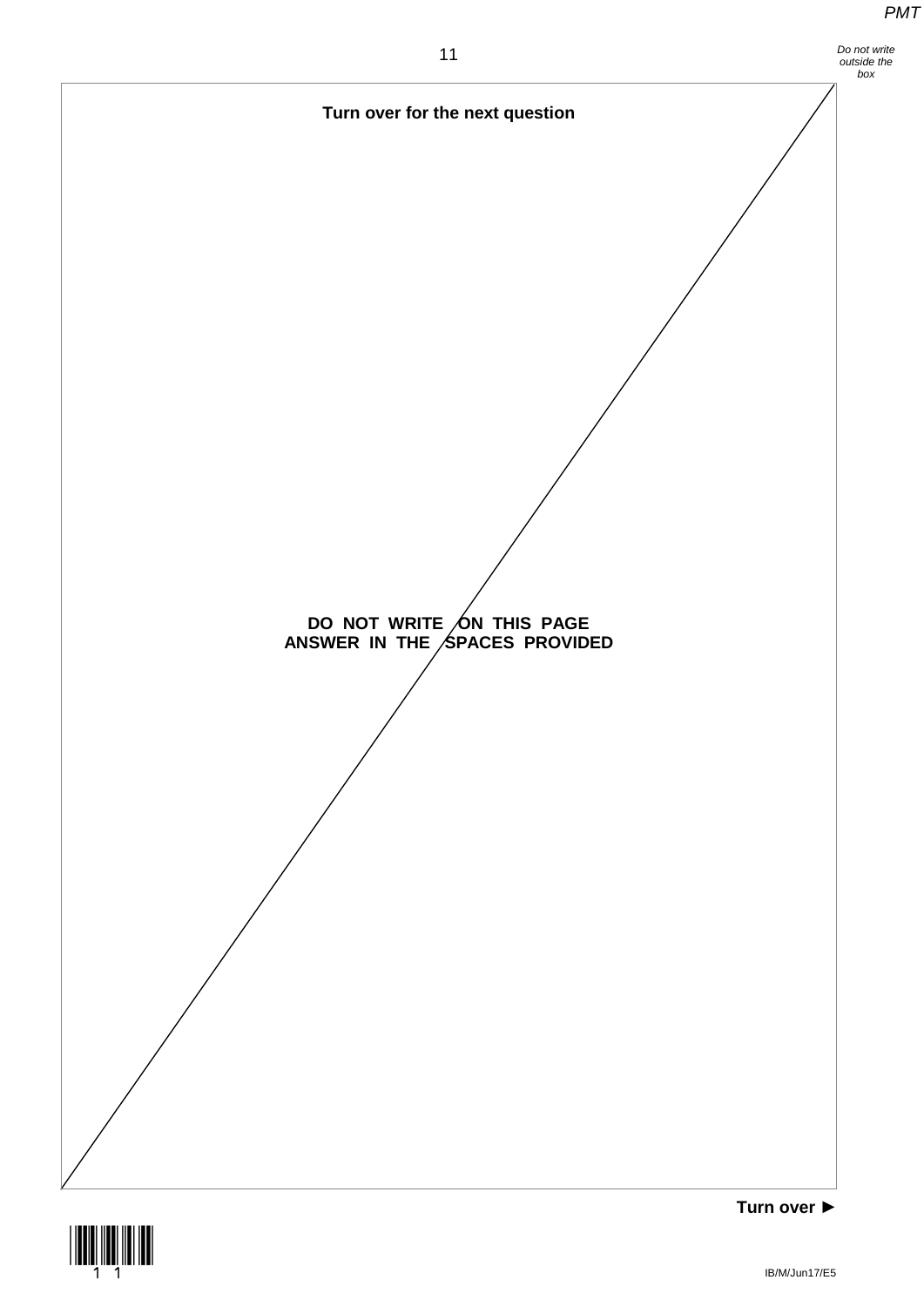**Turn over for the next question**

**DO NOT WRITE ON THIS PAGE**
**ANSWER IN THE SPACES PROVIDED**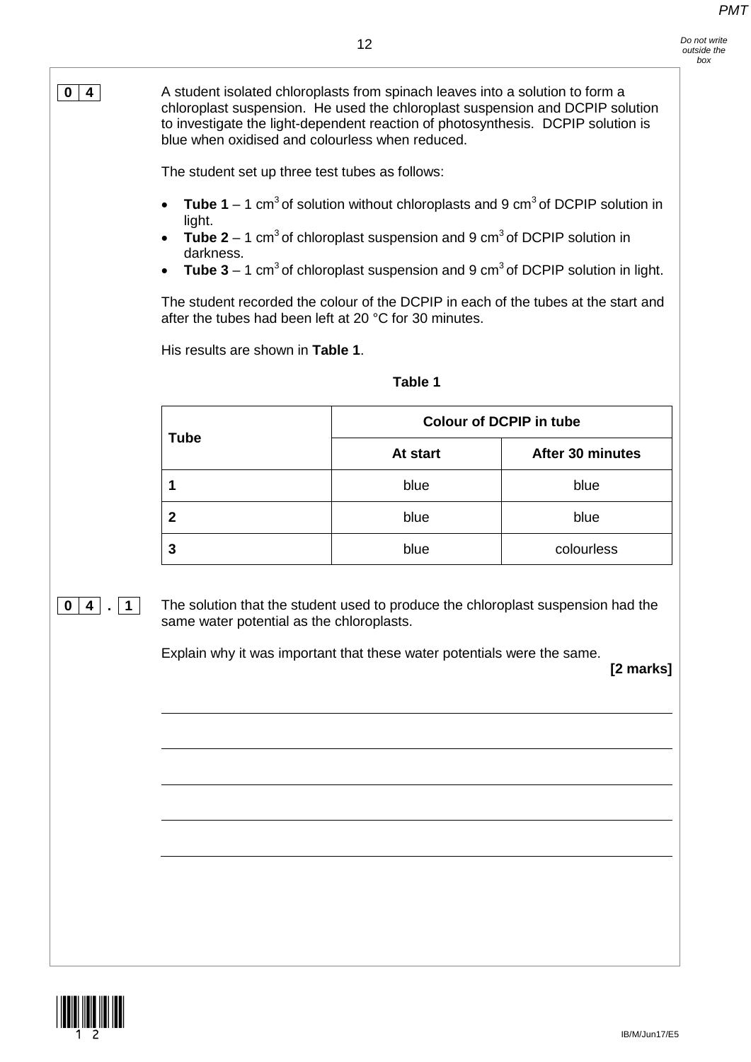**0 4** A student isolated chloroplasts from spinach leaves into a solution to form a chloroplast suspension. He used the chloroplast suspension and DCPIP solution to investigate the light-dependent reaction of photosynthesis. DCPIP solution is blue when oxidised and colourless when reduced.

The student set up three test tubes as follows:

- **Tube 1** – 1 $cm^3$ of solution without chloroplasts and 9 $cm^3$ of DCPIP solution in light.
- **Tube 2** – 1 $cm^3$ of chloroplast suspension and 9 $cm^3$ of DCPIP solution in darkness.
- **Tube 3** – 1 $cm^3$ of chloroplast suspension and 9 $cm^3$ of DCPIP solution in light.

The student recorded the colour of the DCPIP in each of the tubes at the start and after the tubes had been left at 20 °C for 30 minutes.

His results are shown in **Table 1**.

**Table 1**

| Tube | Colour of DCPIP in tube | |
|---|---|---|
| | **At start** | **After 30 minutes** |
| **1** | blue | blue |
| **2** | blue | blue |
| **3** | blue | colourless |

**0 4 . 1** The solution that the student used to produce the chloroplast suspension had the same water potential as the chloroplasts.

Explain why it was important that these water potentials were the same.

**[2 marks]**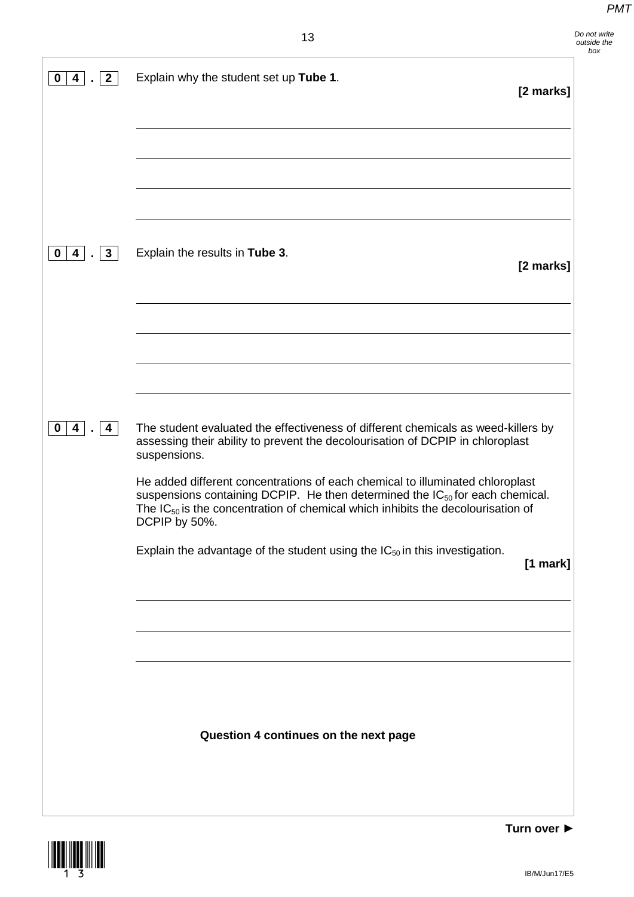**0 4 . 2** Explain why the student set up **Tube 1**.

**[2 marks]**

**0 4 . 3** Explain the results in **Tube 3**.

**[2 marks]**

**0 4 . 4** The student evaluated the effectiveness of different chemicals as weed-killers by assessing their ability to prevent the decolourisation of DCPIP in chloroplast suspensions.

He added different concentrations of each chemical to illuminated chloroplast suspensions containing DCPIP. He then determined the $IC_{50}$ for each chemical. The $IC_{50}$ is the concentration of chemical which inhibits the decolourisation of DCPIP by 50%.

Explain the advantage of the student using the $IC_{50}$ in this investigation.

**[1 mark]**

**Question 4 continues on the next page**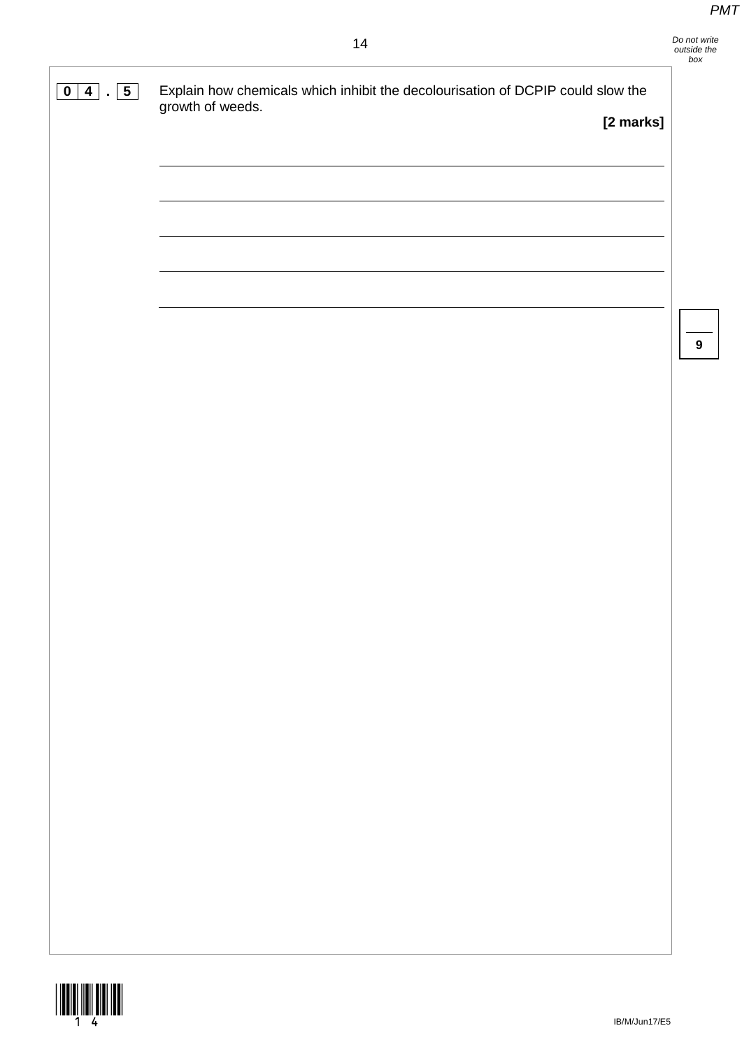**0 4 . 5** Explain how chemicals which inhibit the decolourisation of DCPIP could slow the growth of weeds.

**[2 marks]**

_______________________________________________________________________

_______________________________________________________________________

_______________________________________________________________________

_______________________________________________________________________

_______________________________________________________________________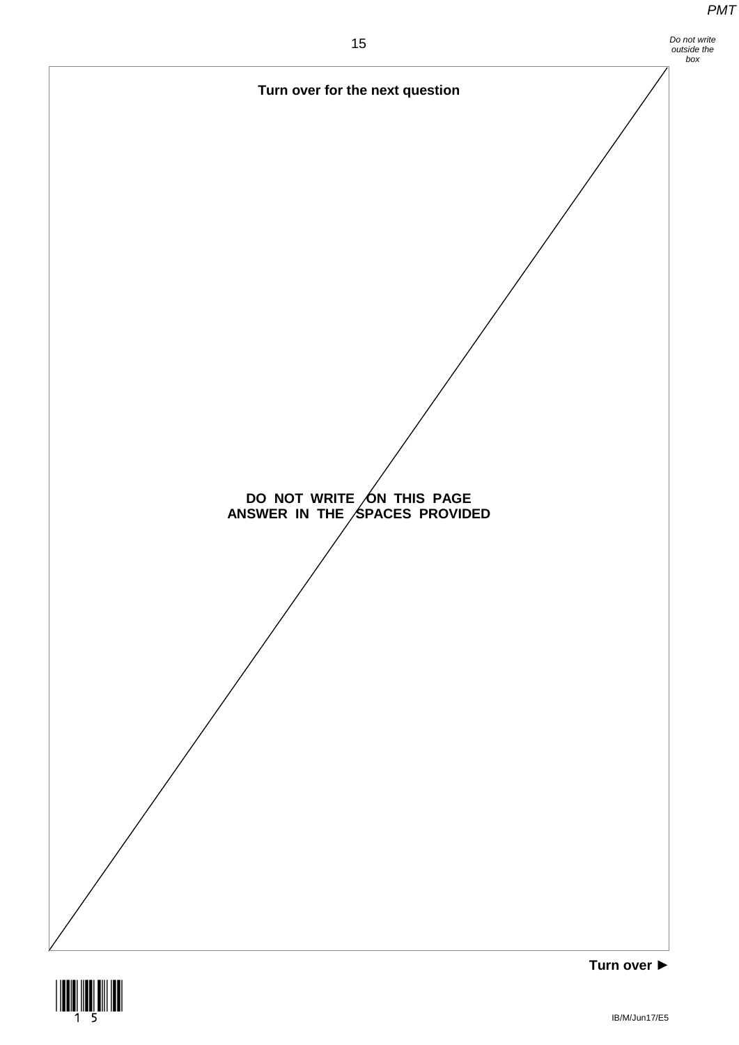**Turn over for the next question**

**DO NOT WRITE ON THIS PAGE**
**ANSWER IN THE SPACES PROVIDED**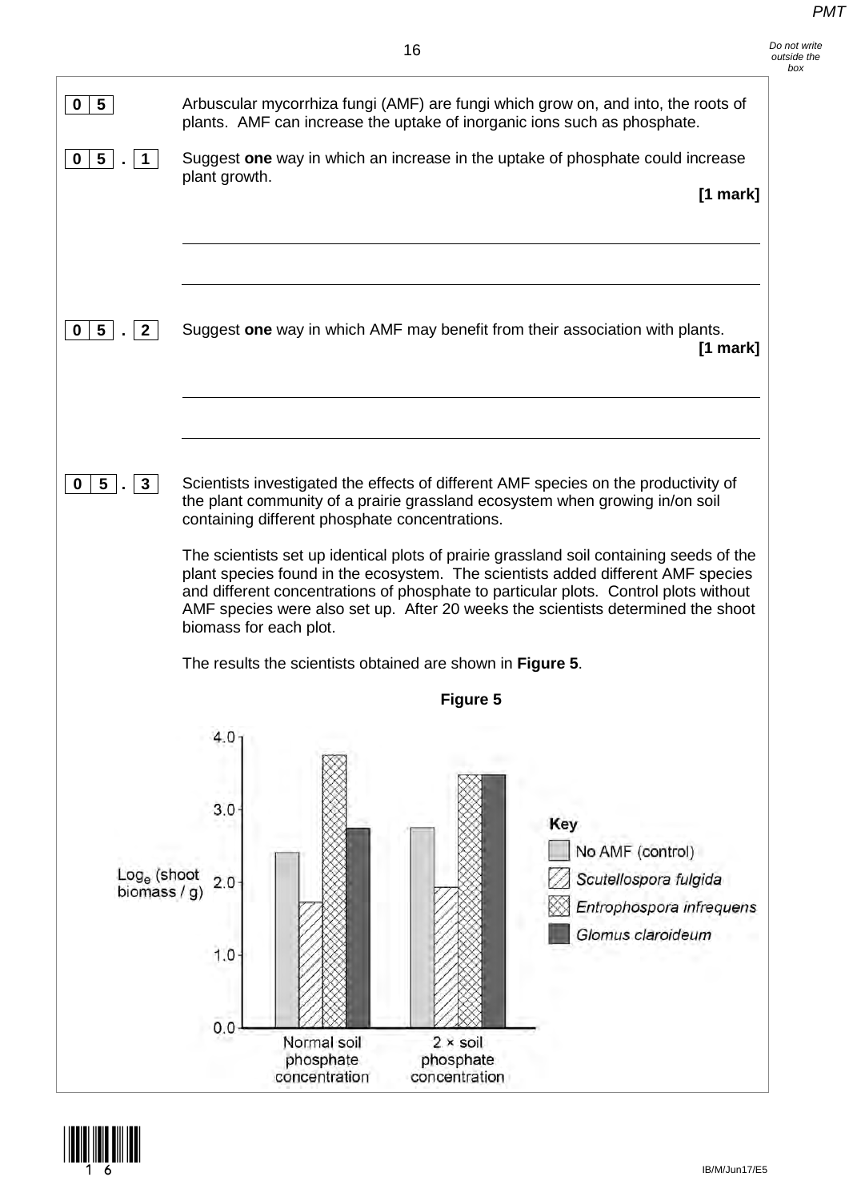**0 5** Arbuscular mycorrhiza fungi (AMF) are fungi which grow on, and into, the roots of plants. AMF can increase the uptake of inorganic ions such as phosphate.

**0 5 . 1** Suggest **one** way in which an increase in the uptake of phosphate could increase plant growth.

**[1 mark]**

**0 5 . 2** Suggest **one** way in which AMF may benefit from their association with plants.

**[1 mark]**

**0 5 . 3** Scientists investigated the effects of different AMF species on the productivity of the plant community of a prairie grassland ecosystem when growing in/on soil containing different phosphate concentrations.

The scientists set up identical plots of prairie grassland soil containing seeds of the plant species found in the ecosystem. The scientists added different AMF species and different concentrations of phosphate to particular plots. Control plots without AMF species were also set up. After 20 weeks the scientists determined the shoot biomass for each plot.

The results the scientists obtained are shown in **Figure 5**.

**Figure 5**

| | No AMF (control) | *Scutellospora fulgida* | *Entrophospora infrequens* | *Glomus claroideum* |
|---|---|---|---|---|
| Normal soil phosphate concentration | 2.4 | 1.7 | 3.75 | 2.75 |
| 2 × soil phosphate concentration | 2.75 | 1.9 | 3.5 | 3.5 |

Y-axis: $\text{Log}_e$ (shoot biomass / g), from 0.0 to 4.0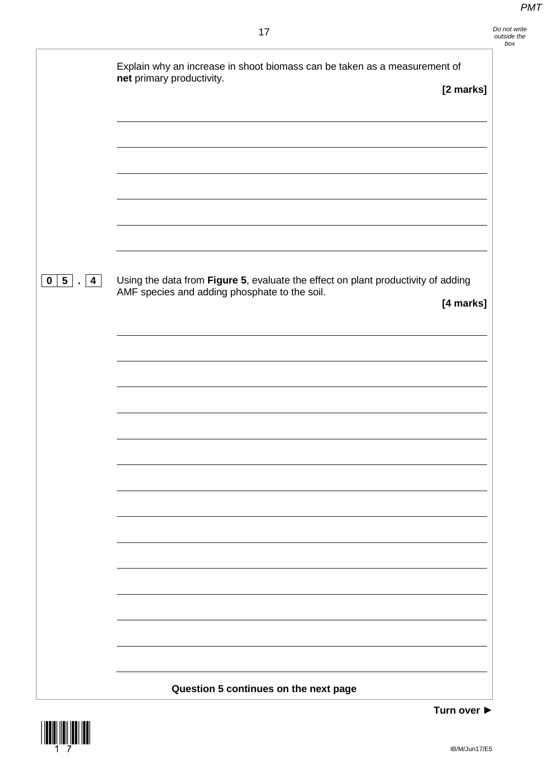Explain why an increase in shoot biomass can be taken as a measurement of **net** primary productivity.

**[2 marks]**

**0 5 . 4** Using the data from **Figure 5**, evaluate the effect on plant productivity of adding AMF species and adding phosphate to the soil.

**[4 marks]**

**Question 5 continues on the next page**

**Turn over ►**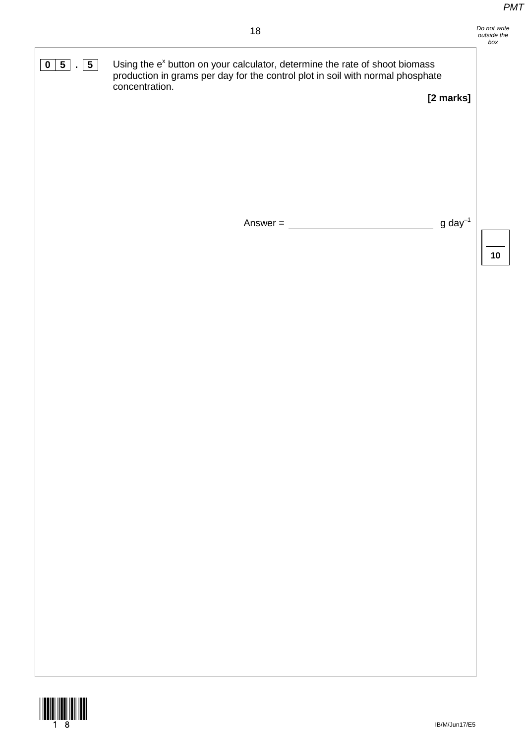**0 5 . 5** Using the $e^x$ button on your calculator, determine the rate of shoot biomass production in grams per day for the control plot in soil with normal phosphate concentration.

**[2 marks]**

Answer = ____________________ g $day^{-1}$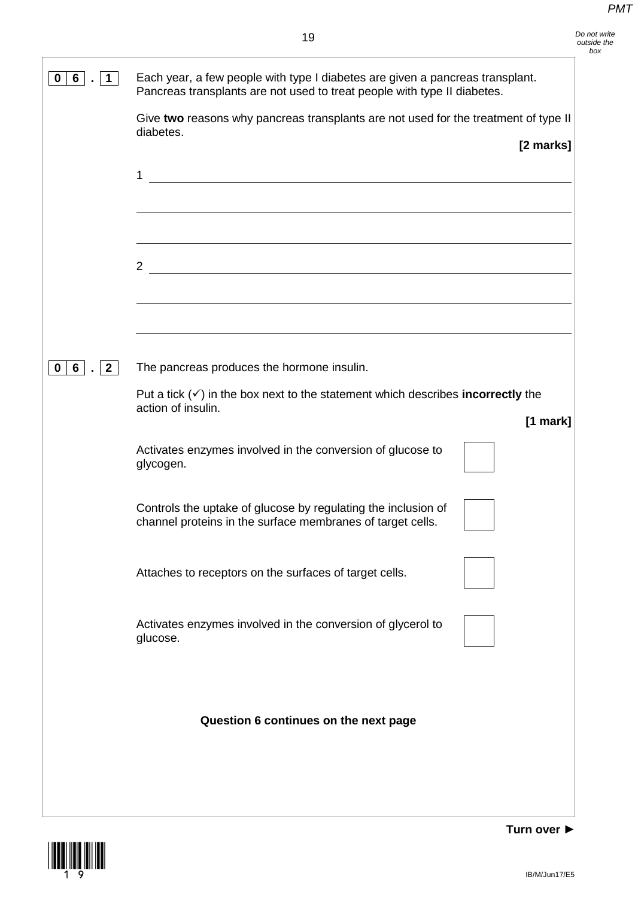**0 6 . 1** Each year, a few people with type I diabetes are given a pancreas transplant. Pancreas transplants are not used to treat people with type II diabetes.

Give **two** reasons why pancreas transplants are not used for the treatment of type II diabetes.

**[2 marks]**

1 ______________________________________________________________

______________________________________________________________

______________________________________________________________

2 ______________________________________________________________

______________________________________________________________

______________________________________________________________

**0 6 . 2** The pancreas produces the hormone insulin.

Put a tick (✓) in the box next to the statement which describes **incorrectly** the action of insulin.

**[1 mark]**

Activates enzymes involved in the conversion of glucose to glycogen. ☐

Controls the uptake of glucose by regulating the inclusion of channel proteins in the surface membranes of target cells. ☐

Attaches to receptors on the surfaces of target cells. ☐

Activates enzymes involved in the conversion of glycerol to glucose. ☐

**Question 6 continues on the next page**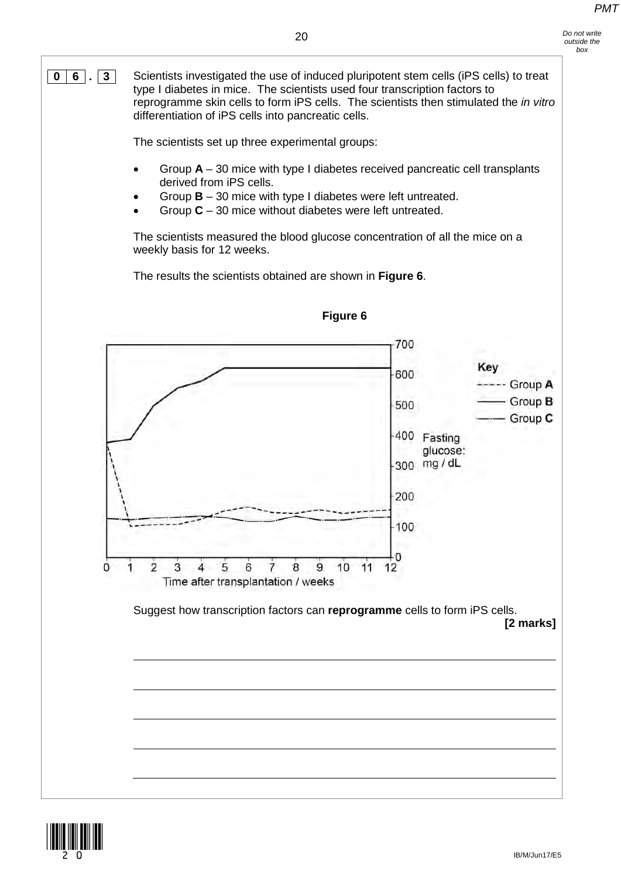**0 6 . 3** Scientists investigated the use of induced pluripotent stem cells (iPS cells) to treat type I diabetes in mice. The scientists used four transcription factors to reprogramme skin cells to form iPS cells. The scientists then stimulated the *in vitro* differentiation of iPS cells into pancreatic cells.

The scientists set up three experimental groups:

- Group **A** – 30 mice with type I diabetes received pancreatic cell transplants derived from iPS cells.
- Group **B** – 30 mice with type I diabetes were left untreated.
- Group **C** – 30 mice without diabetes were left untreated.

The scientists measured the blood glucose concentration of all the mice on a weekly basis for 12 weeks.

The results the scientists obtained are shown in **Figure 6**.

**Figure 6**

Suggest how transcription factors can **reprogramme** cells to form iPS cells.

**[2 marks]**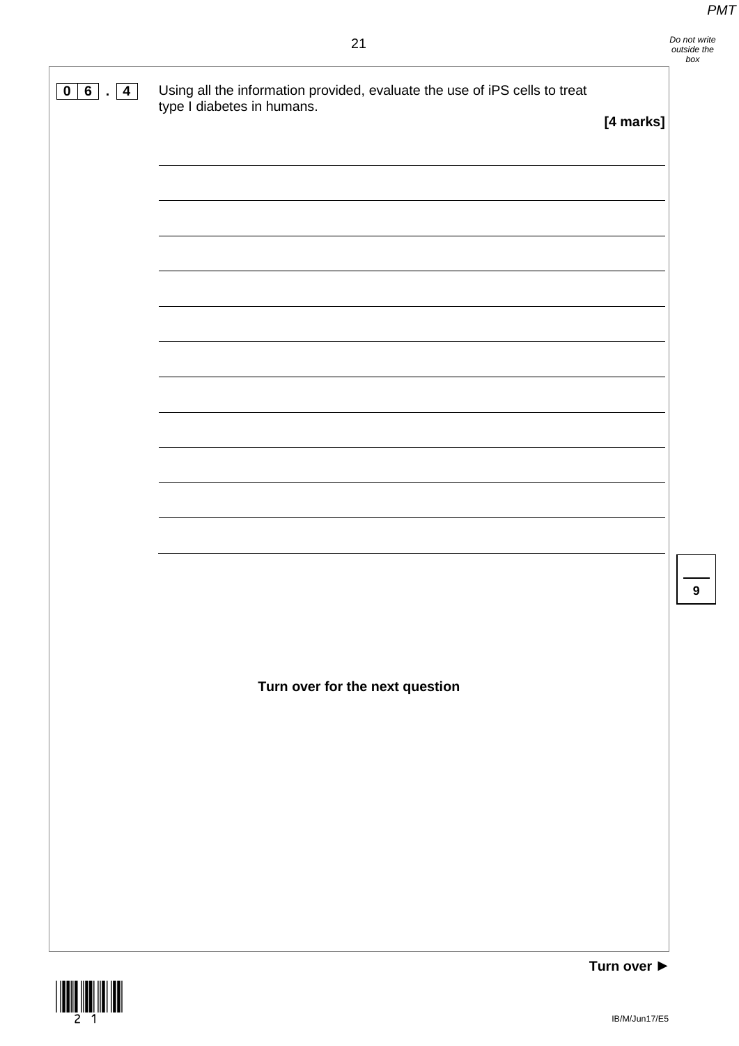**0 6 . 4** Using all the information provided, evaluate the use of iPS cells to treat type I diabetes in humans.

**[4 marks]**

Turn over for the next question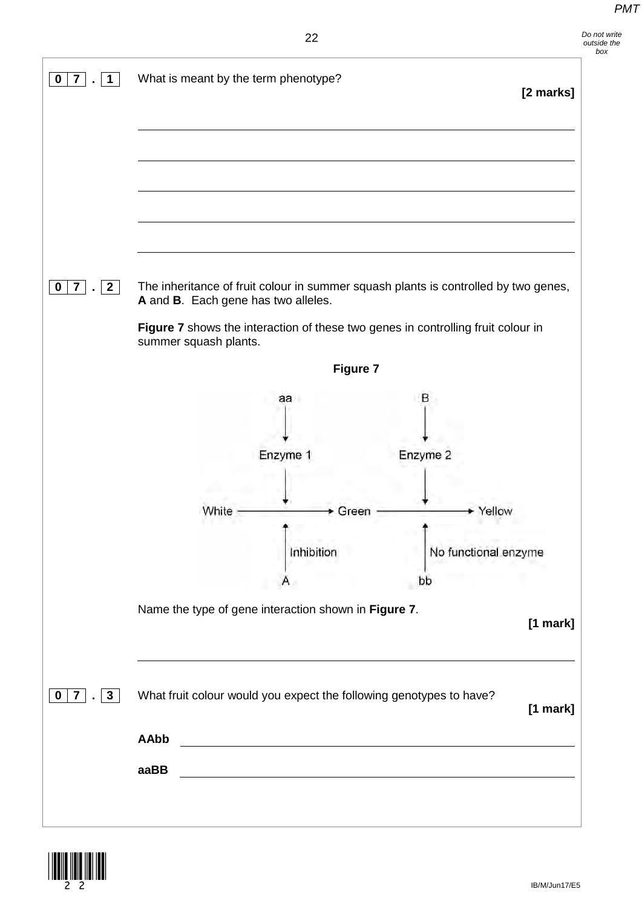**0 7 . 1** What is meant by the term phenotype?

**[2 marks]**

___

___

___

___

___

**0 7 . 2** The inheritance of fruit colour in summer squash plants is controlled by two genes, **A** and **B**. Each gene has two alleles.

**Figure 7** shows the interaction of these two genes in controlling fruit colour in summer squash plants.

**Figure 7**

aa → Enzyme 1 (converts White → Green); B → Enzyme 2 (converts Green → Yellow)

A → Inhibition (of White → Green); bb → No functional enzyme (for Green → Yellow)

Name the type of gene interaction shown in **Figure 7**.

**[1 mark]**

___

**0 7 . 3** What fruit colour would you expect the following genotypes to have?

**[1 mark]**

**AAbb** ___

**aaBB** ___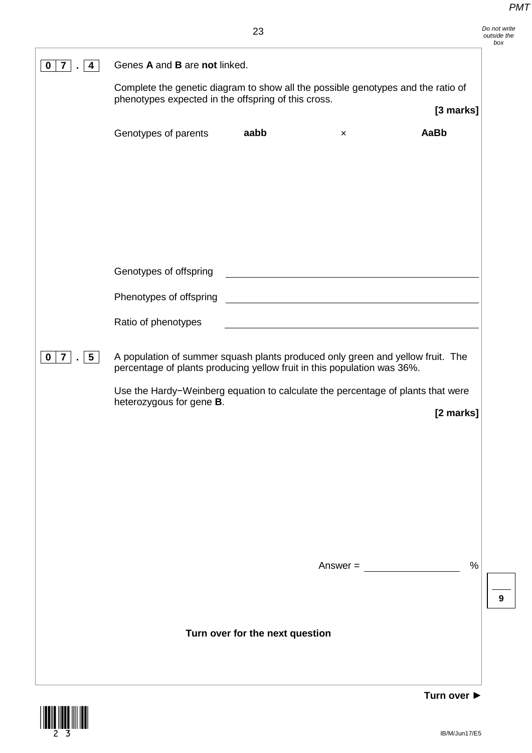**0 7 . 4** Genes **A** and **B** are **not** linked.

Complete the genetic diagram to show all the possible genotypes and the ratio of phenotypes expected in the offspring of this cross.

**[3 marks]**

Genotypes of parents **aabb** × **AaBb**

Genotypes of offspring \_\_\_\_\_\_\_\_\_\_\_\_\_\_\_\_\_\_\_\_\_\_\_\_\_\_\_\_\_\_

Phenotypes of offspring \_\_\_\_\_\_\_\_\_\_\_\_\_\_\_\_\_\_\_\_\_\_\_\_\_\_\_\_\_\_

Ratio of phenotypes \_\_\_\_\_\_\_\_\_\_\_\_\_\_\_\_\_\_\_\_\_\_\_\_\_\_\_\_\_\_

**0 7 . 5** A population of summer squash plants produced only green and yellow fruit. The percentage of plants producing yellow fruit in this population was 36%.

Use the Hardy−Weinberg equation to calculate the percentage of plants that were heterozygous for gene **B**.

**[2 marks]**

Answer = \_\_\_\_\_\_\_\_\_\_\_\_\_\_\_\_ %

**Turn over for the next question**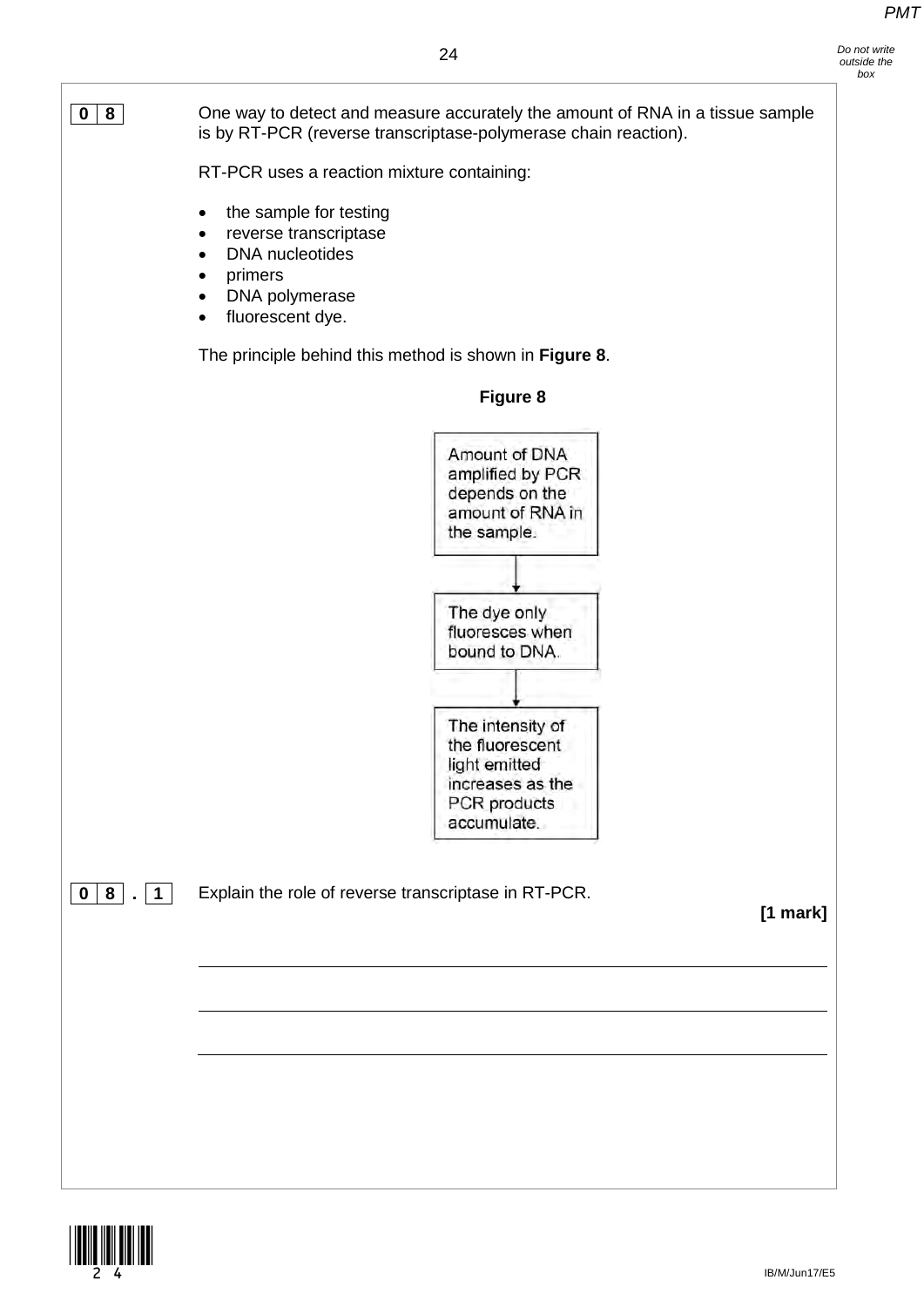**0 8** One way to detect and measure accurately the amount of RNA in a tissue sample is by RT-PCR (reverse transcriptase-polymerase chain reaction).

RT-PCR uses a reaction mixture containing:

- the sample for testing
- reverse transcriptase
- DNA nucleotides
- primers
- DNA polymerase
- fluorescent dye.

The principle behind this method is shown in **Figure 8**.

**Figure 8**

Amount of DNA amplified by PCR depends on the amount of RNA in the sample.

↓

The dye only fluoresces when bound to DNA.

↓

The intensity of the fluorescent light emitted increases as the PCR products accumulate.

**0 8 . 1** Explain the role of reverse transcriptase in RT-PCR.

**[1 mark]**

_______________________________________________________________________

_______________________________________________________________________

_______________________________________________________________________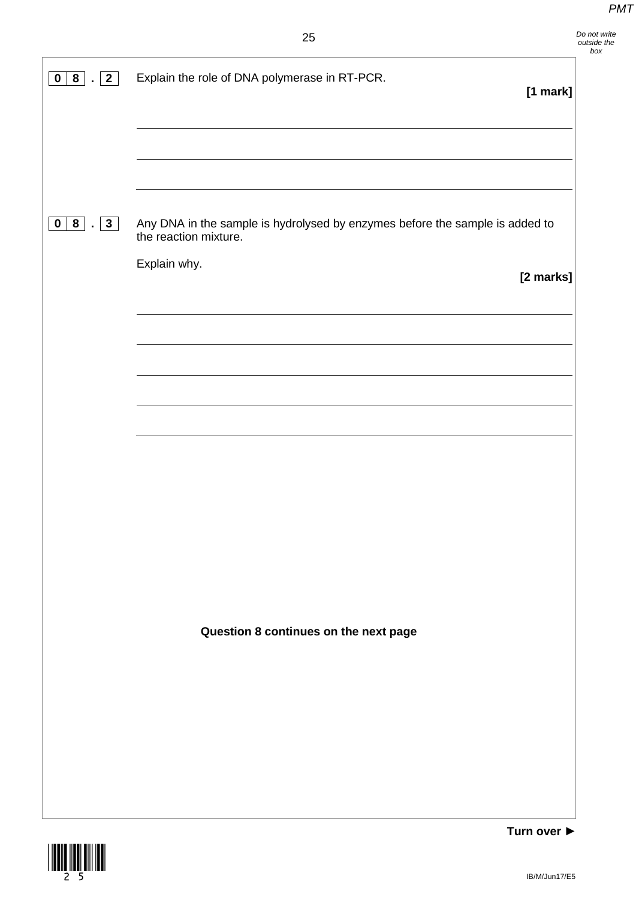**0 8 . 2** Explain the role of DNA polymerase in RT-PCR.

**[1 mark]**

**0 8 . 3** Any DNA in the sample is hydrolysed by enzymes before the sample is added to the reaction mixture.

Explain why.

**[2 marks]**

**Question 8 continues on the next page**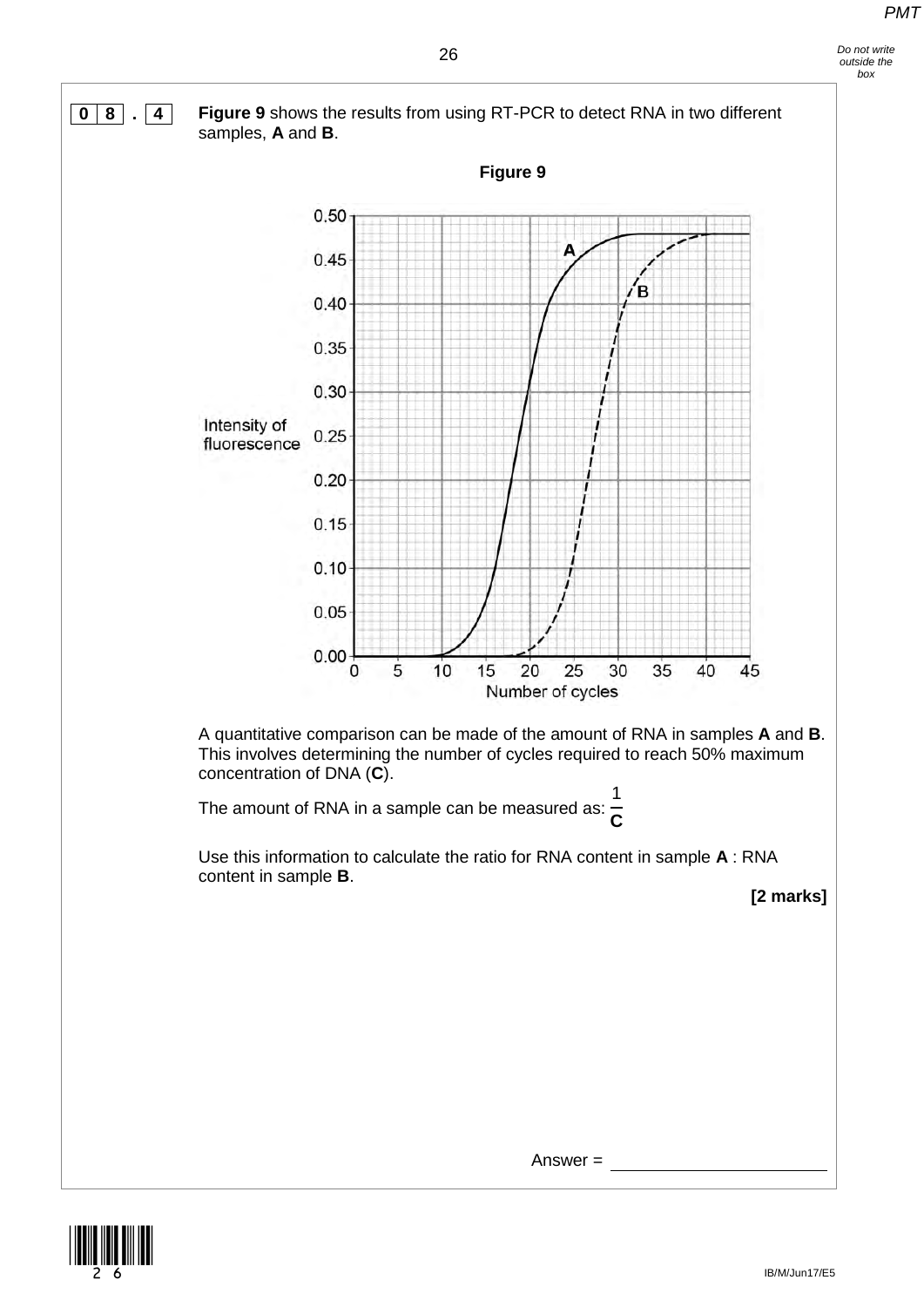**0 8 . 4** **Figure 9** shows the results from using RT-PCR to detect RNA in two different samples, **A** and **B**.

**Figure 9**

A quantitative comparison can be made of the amount of RNA in samples **A** and **B**. This involves determining the number of cycles required to reach 50% maximum concentration of DNA (**C**).

The amount of RNA in a sample can be measured as: $\frac{1}{\mathbf{C}}$

Use this information to calculate the ratio for RNA content in sample **A** : RNA content in sample **B**.

**[2 marks]**

Answer = ____________________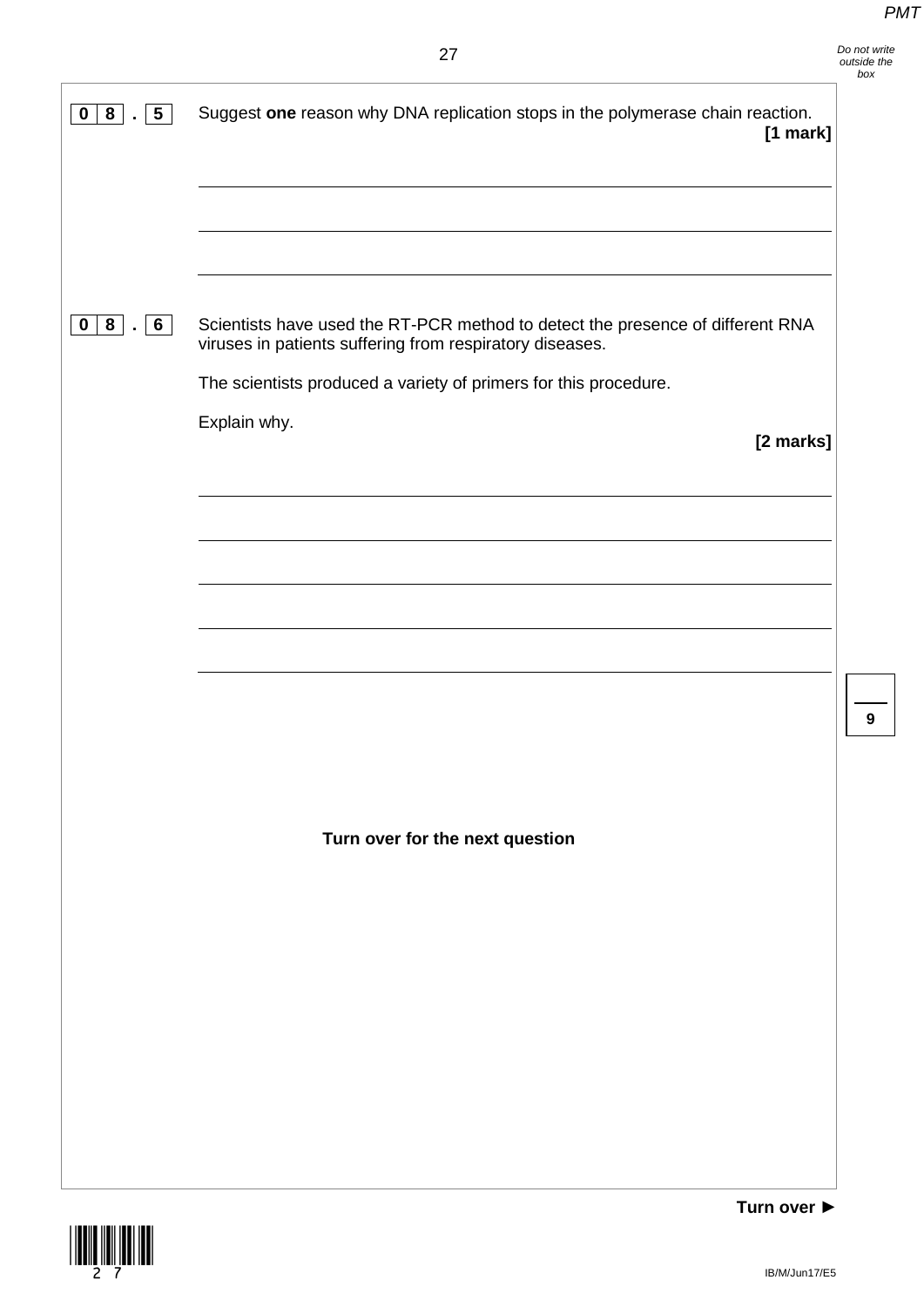**0 8 . 5** Suggest **one** reason why DNA replication stops in the polymerase chain reaction.

**[1 mark]**

---

---

---

**0 8 . 6** Scientists have used the RT-PCR method to detect the presence of different RNA viruses in patients suffering from respiratory diseases.

The scientists produced a variety of primers for this procedure.

Explain why.

**[2 marks]**

---

---

---

---

---

**Turn over for the next question**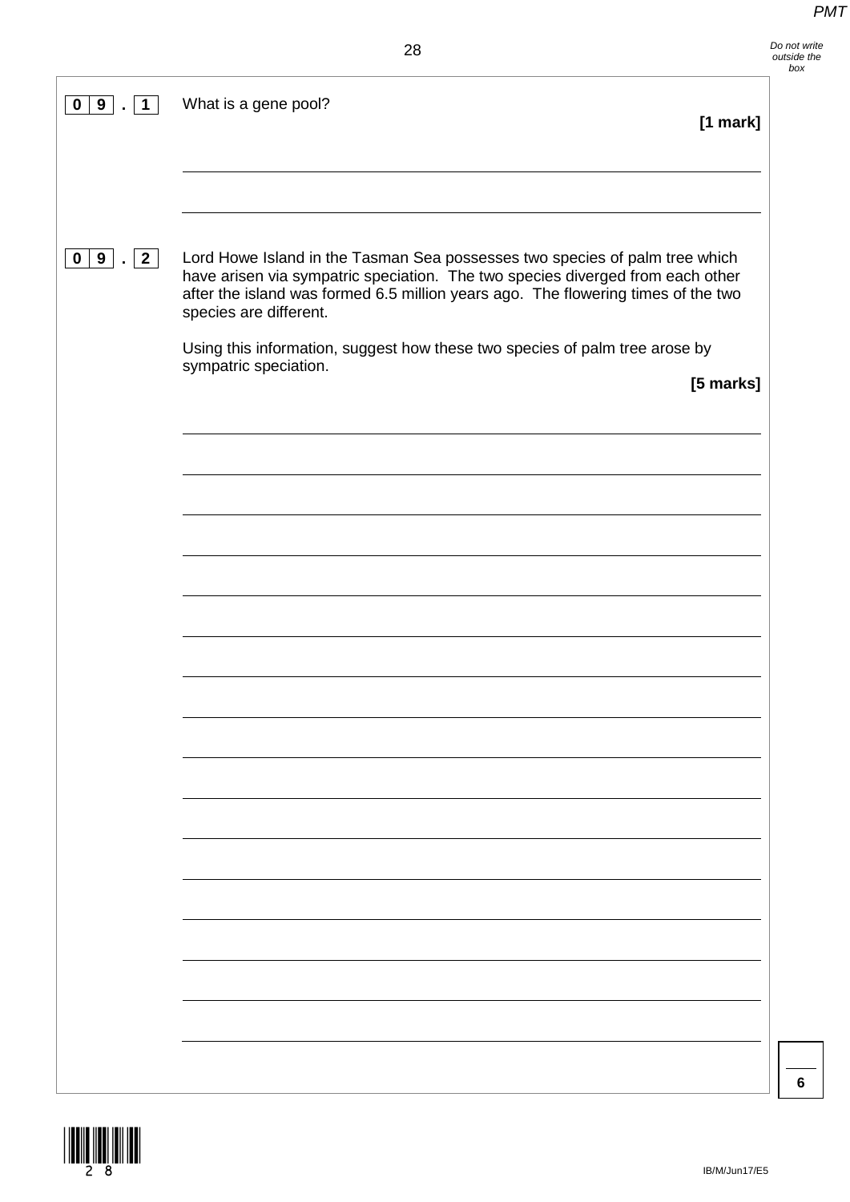**0 9 . 1** What is a gene pool?

**[1 mark]**

**0 9 . 2** Lord Howe Island in the Tasman Sea possesses two species of palm tree which have arisen via sympatric speciation. The two species diverged from each other after the island was formed 6.5 million years ago. The flowering times of the two species are different.

Using this information, suggest how these two species of palm tree arose by sympatric speciation.

**[5 marks]**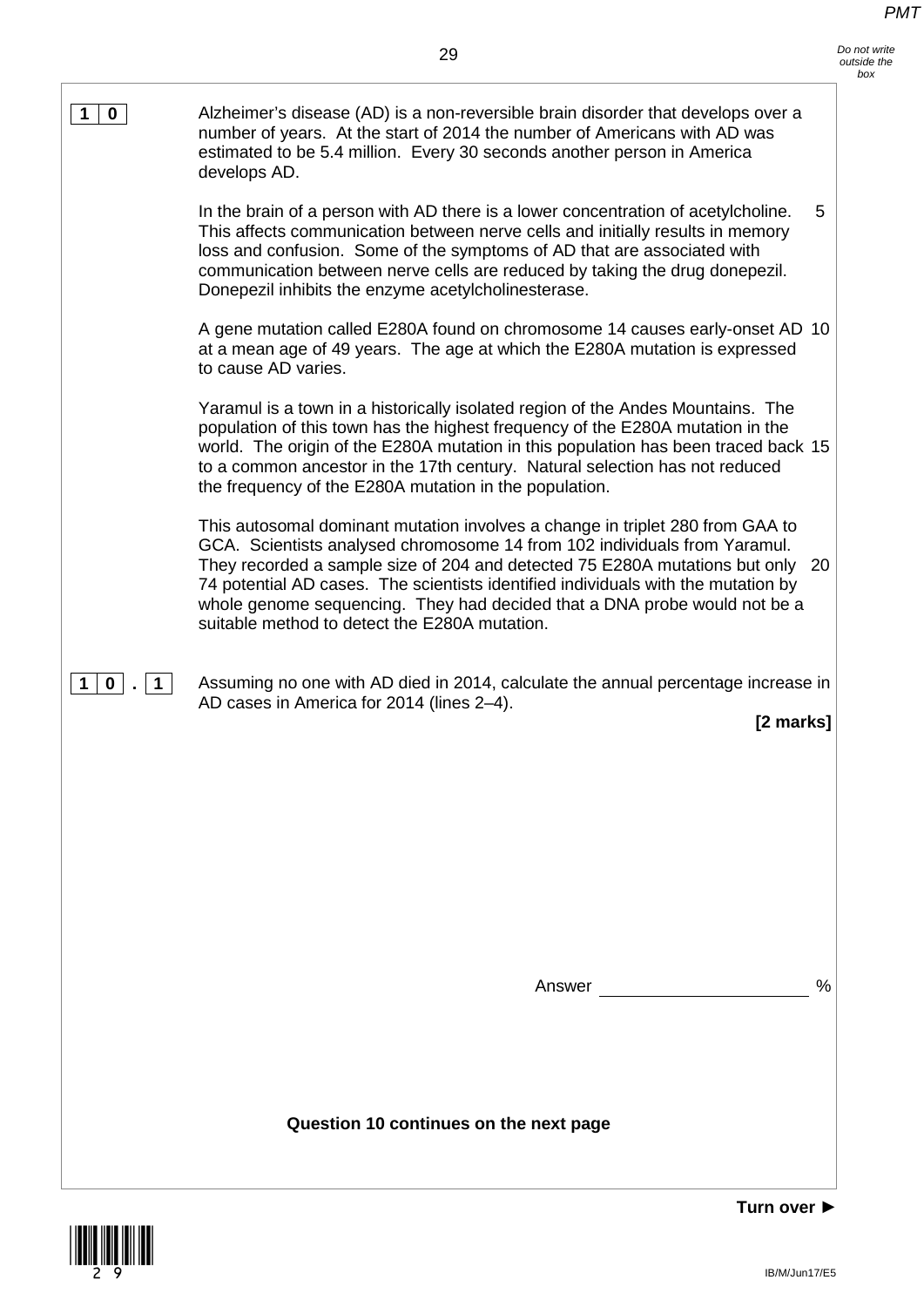**1 0**

Alzheimer's disease (AD) is a non-reversible brain disorder that develops over a number of years. At the start of 2014 the number of Americans with AD was estimated to be 5.4 million. Every 30 seconds another person in America develops AD.

In the brain of a person with AD there is a lower concentration of acetylcholine. This affects communication between nerve cells and initially results in memory loss and confusion. Some of the symptoms of AD that are associated with communication between nerve cells are reduced by taking the drug donepezil. Donepezil inhibits the enzyme acetylcholinesterase. 5

A gene mutation called E280A found on chromosome 14 causes early-onset AD at a mean age of 49 years. The age at which the E280A mutation is expressed to cause AD varies. 10

Yaramul is a town in a historically isolated region of the Andes Mountains. The population of this town has the highest frequency of the E280A mutation in the world. The origin of the E280A mutation in this population has been traced back to a common ancestor in the 17th century. Natural selection has not reduced the frequency of the E280A mutation in the population. 15

This autosomal dominant mutation involves a change in triplet 280 from GAA to GCA. Scientists analysed chromosome 14 from 102 individuals from Yaramul. They recorded a sample size of 204 and detected 75 E280A mutations but only 74 potential AD cases. The scientists identified individuals with the mutation by whole genome sequencing. They had decided that a DNA probe would not be a suitable method to detect the E280A mutation. 20

**1 0 . 1** Assuming no one with AD died in 2014, calculate the annual percentage increase in AD cases in America for 2014 (lines 2–4).

**[2 marks]**

Answer ____________________ %

**Question 10 continues on the next page**

**Turn over ►**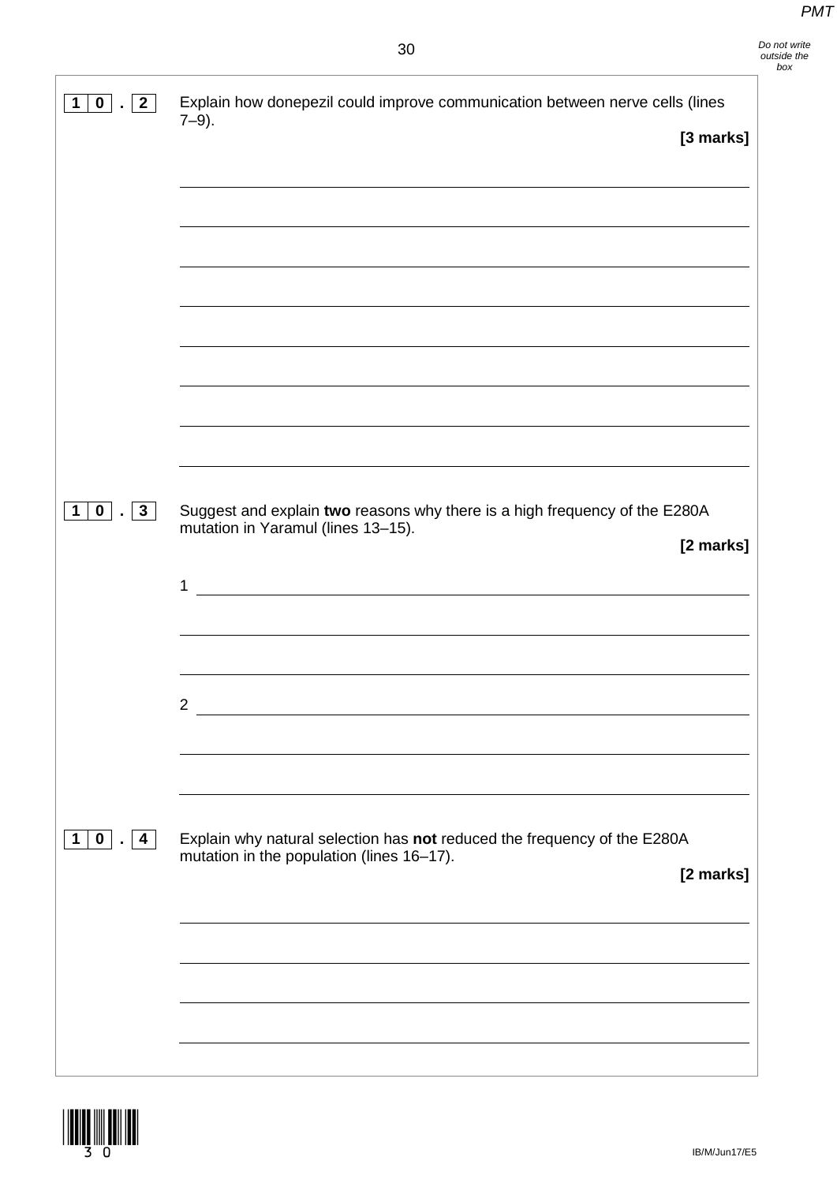**10 . 2** Explain how donepezil could improve communication between nerve cells (lines 7–9).

**[3 marks]**

**10 . 3** Suggest and explain **two** reasons why there is a high frequency of the E280A mutation in Yaramul (lines 13–15).

**[2 marks]**

1

2

**10 . 4** Explain why natural selection has **not** reduced the frequency of the E280A mutation in the population (lines 16–17).

**[2 marks]**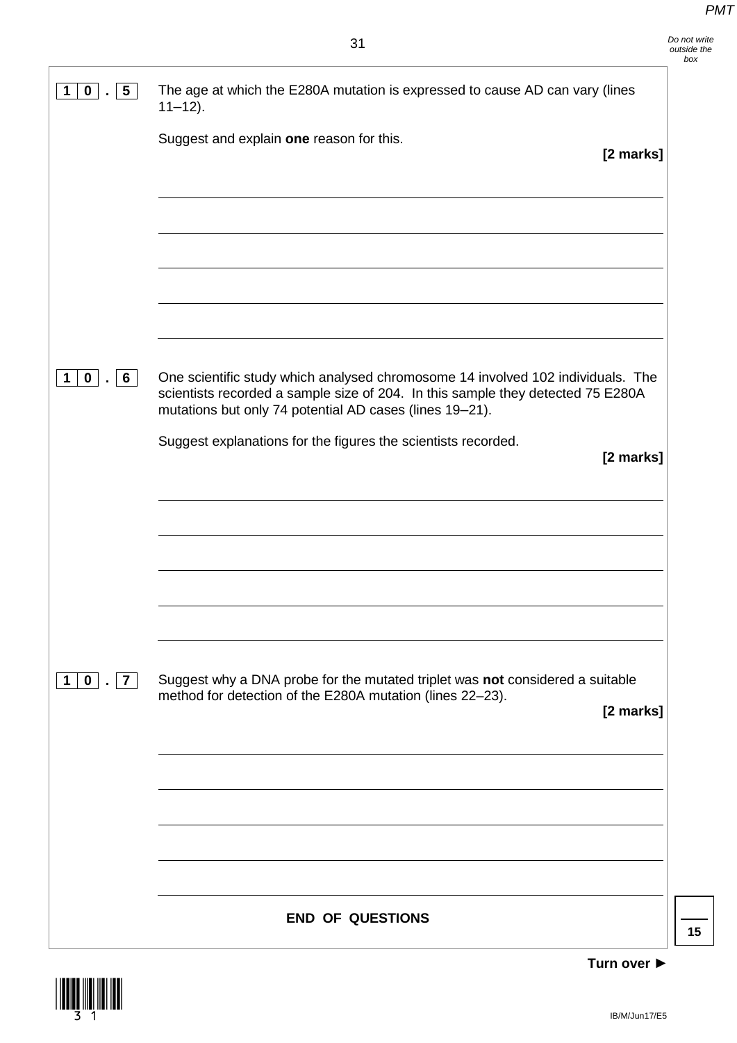**10 . 5** The age at which the E280A mutation is expressed to cause AD can vary (lines 11–12).

Suggest and explain **one** reason for this.

**[2 marks]**

**10 . 6** One scientific study which analysed chromosome 14 involved 102 individuals. The scientists recorded a sample size of 204. In this sample they detected 75 E280A mutations but only 74 potential AD cases (lines 19–21).

Suggest explanations for the figures the scientists recorded.

**[2 marks]**

**10 . 7** Suggest why a DNA probe for the mutated triplet was **not** considered a suitable method for detection of the E280A mutation (lines 22–23).

**[2 marks]**

**END OF QUESTIONS**

15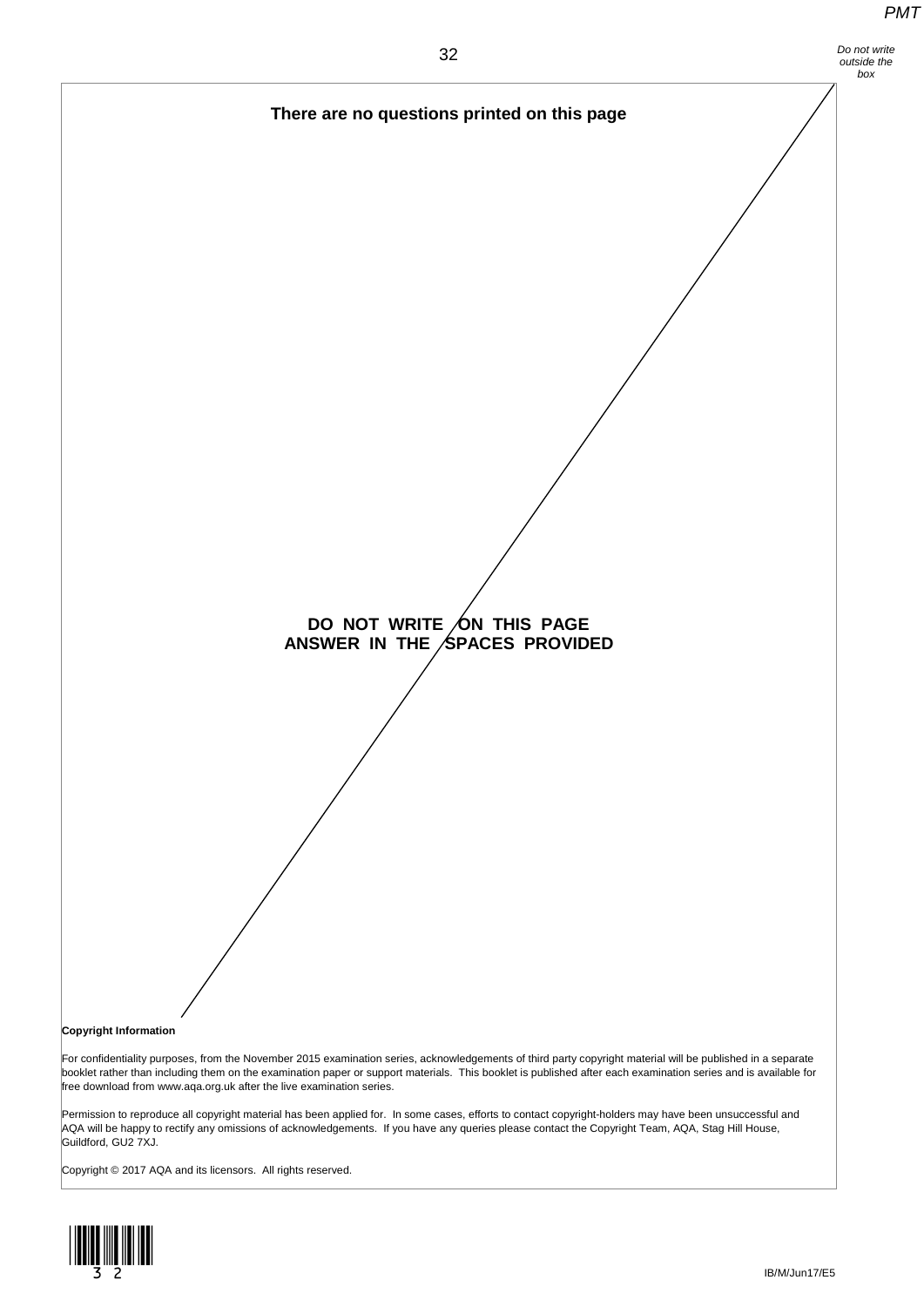**There are no questions printed on this page**

**DO NOT WRITE ON THIS PAGE**
**ANSWER IN THE SPACES PROVIDED**

**Copyright Information**

For confidentiality purposes, from the November 2015 examination series, acknowledgements of third party copyright material will be published in a separate booklet rather than including them on the examination paper or support materials. This booklet is published after each examination series and is available for free download from www.aqa.org.uk after the live examination series.

Permission to reproduce all copyright material has been applied for. In some cases, efforts to contact copyright-holders may have been unsuccessful and AQA will be happy to rectify any omissions of acknowledgements. If you have any queries please contact the Copyright Team, AQA, Stag Hill House, Guildford, GU2 7XJ.

Copyright © 2017 AQA and its licensors. All rights reserved.